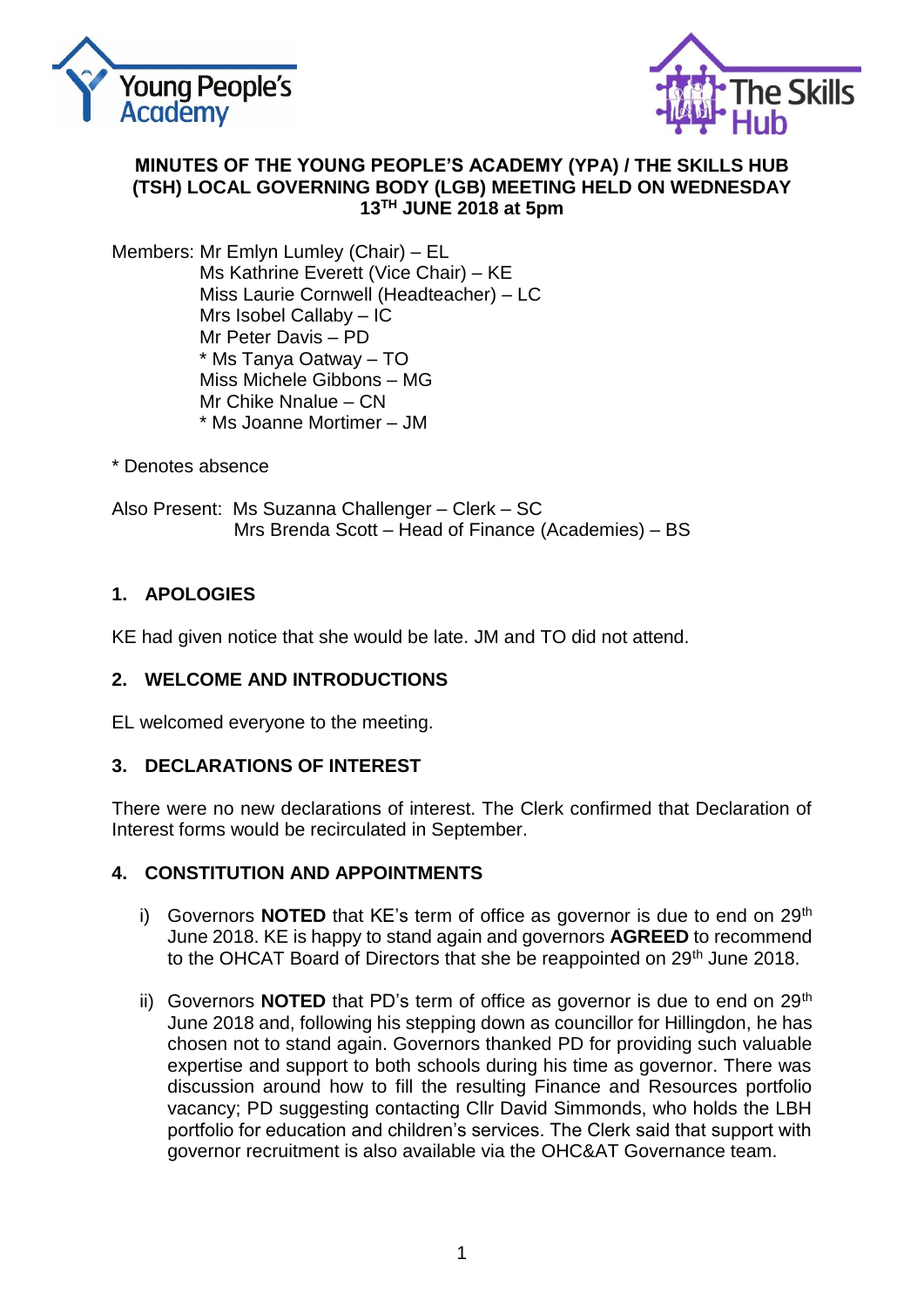**MINUTES OF THE YOUNG PEOPLE'S ACADEMY (YPA) / THE SKILLS HUB (TSH) LOCAL GOVERNING BODY (LGB) MEETING HELD ON WEDNESDAY 13TH JUNE 2018 at 5pm**

Members: Mr Emlyn Lumley (Chair) – EL
Ms Kathrine Everett (Vice Chair) – KE
Miss Laurie Cornwell (Headteacher) – LC
Mrs Isobel Callaby – IC
Mr Peter Davis – PD
* Ms Tanya Oatway – TO
Miss Michele Gibbons – MG
Mr Chike Nnalue – CN
* Ms Joanne Mortimer – JM

* Denotes absence

Also Present: Ms Suzanna Challenger – Clerk – SC
Mrs Brenda Scott – Head of Finance (Academies) – BS

## 1. APOLOGIES

KE had given notice that she would be late. JM and TO did not attend.

## 2. WELCOME AND INTRODUCTIONS

EL welcomed everyone to the meeting.

## 3. DECLARATIONS OF INTEREST

There were no new declarations of interest. The Clerk confirmed that Declaration of Interest forms would be recirculated in September.

## 4. CONSTITUTION AND APPOINTMENTS

i) Governors **NOTED** that KE's term of office as governor is due to end on 29th June 2018. KE is happy to stand again and governors **AGREED** to recommend to the OHCAT Board of Directors that she be reappointed on 29th June 2018.

ii) Governors **NOTED** that PD's term of office as governor is due to end on 29th June 2018 and, following his stepping down as councillor for Hillingdon, he has chosen not to stand again. Governors thanked PD for providing such valuable expertise and support to both schools during his time as governor. There was discussion around how to fill the resulting Finance and Resources portfolio vacancy; PD suggesting contacting Cllr David Simmonds, who holds the LBH portfolio for education and children's services. The Clerk said that support with governor recruitment is also available via the OHC&AT Governance team.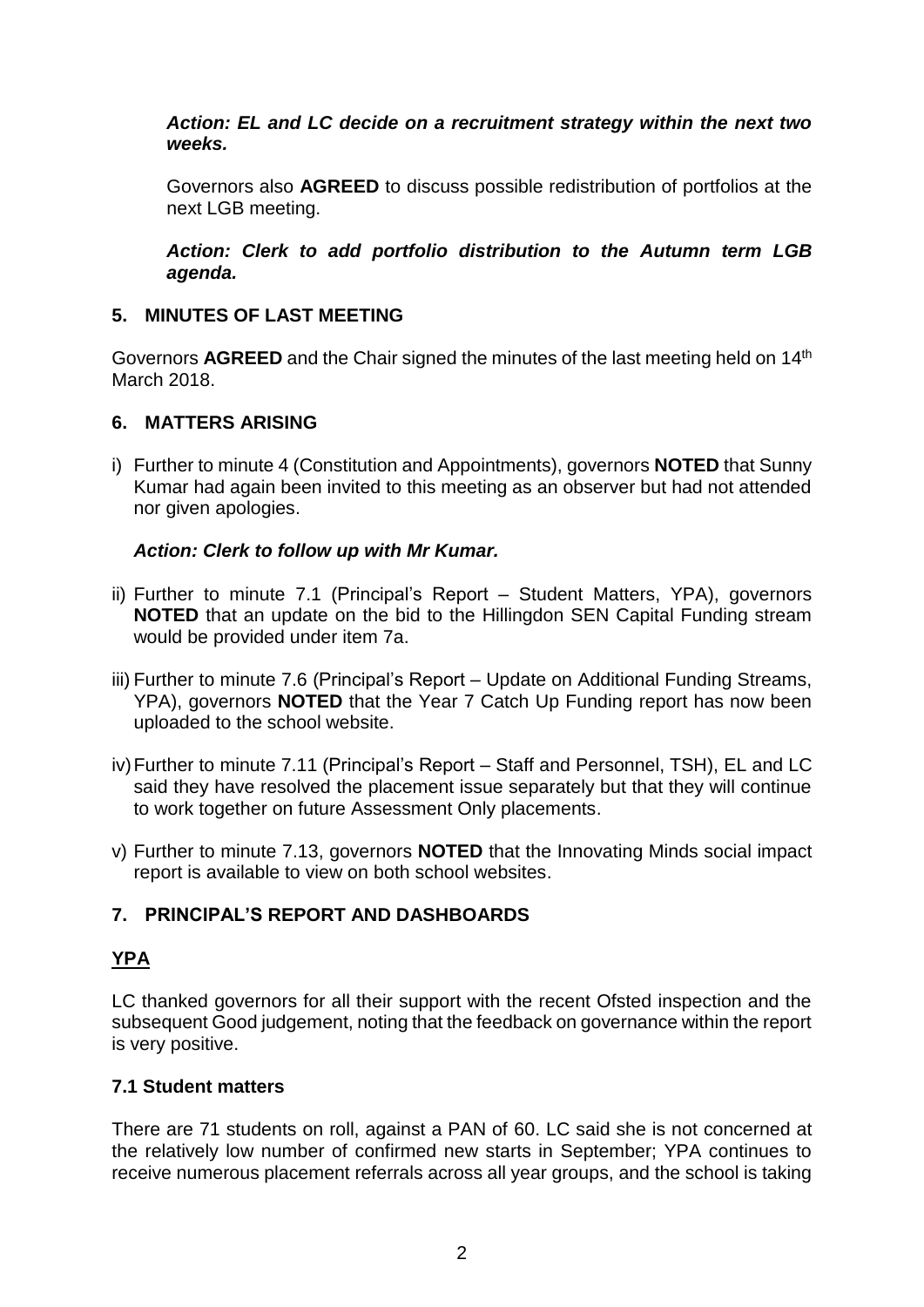***Action: EL and LC decide on a recruitment strategy within the next two weeks.***

Governors also **AGREED** to discuss possible redistribution of portfolios at the next LGB meeting.

***Action: Clerk to add portfolio distribution to the Autumn term LGB agenda.***

## 5. MINUTES OF LAST MEETING

Governors **AGREED** and the Chair signed the minutes of the last meeting held on 14th March 2018.

## 6. MATTERS ARISING

i) Further to minute 4 (Constitution and Appointments), governors **NOTED** that Sunny Kumar had again been invited to this meeting as an observer but had not attended nor given apologies.

***Action: Clerk to follow up with Mr Kumar.***

ii) Further to minute 7.1 (Principal's Report – Student Matters, YPA), governors **NOTED** that an update on the bid to the Hillingdon SEN Capital Funding stream would be provided under item 7a.

iii) Further to minute 7.6 (Principal's Report – Update on Additional Funding Streams, YPA), governors **NOTED** that the Year 7 Catch Up Funding report has now been uploaded to the school website.

iv) Further to minute 7.11 (Principal's Report – Staff and Personnel, TSH), EL and LC said they have resolved the placement issue separately but that they will continue to work together on future Assessment Only placements.

v) Further to minute 7.13, governors **NOTED** that the Innovating Minds social impact report is available to view on both school websites.

## 7. PRINCIPAL'S REPORT AND DASHBOARDS

### <u>YPA</u>

LC thanked governors for all their support with the recent Ofsted inspection and the subsequent Good judgement, noting that the feedback on governance within the report is very positive.

### 7.1 Student matters

There are 71 students on roll, against a PAN of 60. LC said she is not concerned at the relatively low number of confirmed new starts in September; YPA continues to receive numerous placement referrals across all year groups, and the school is taking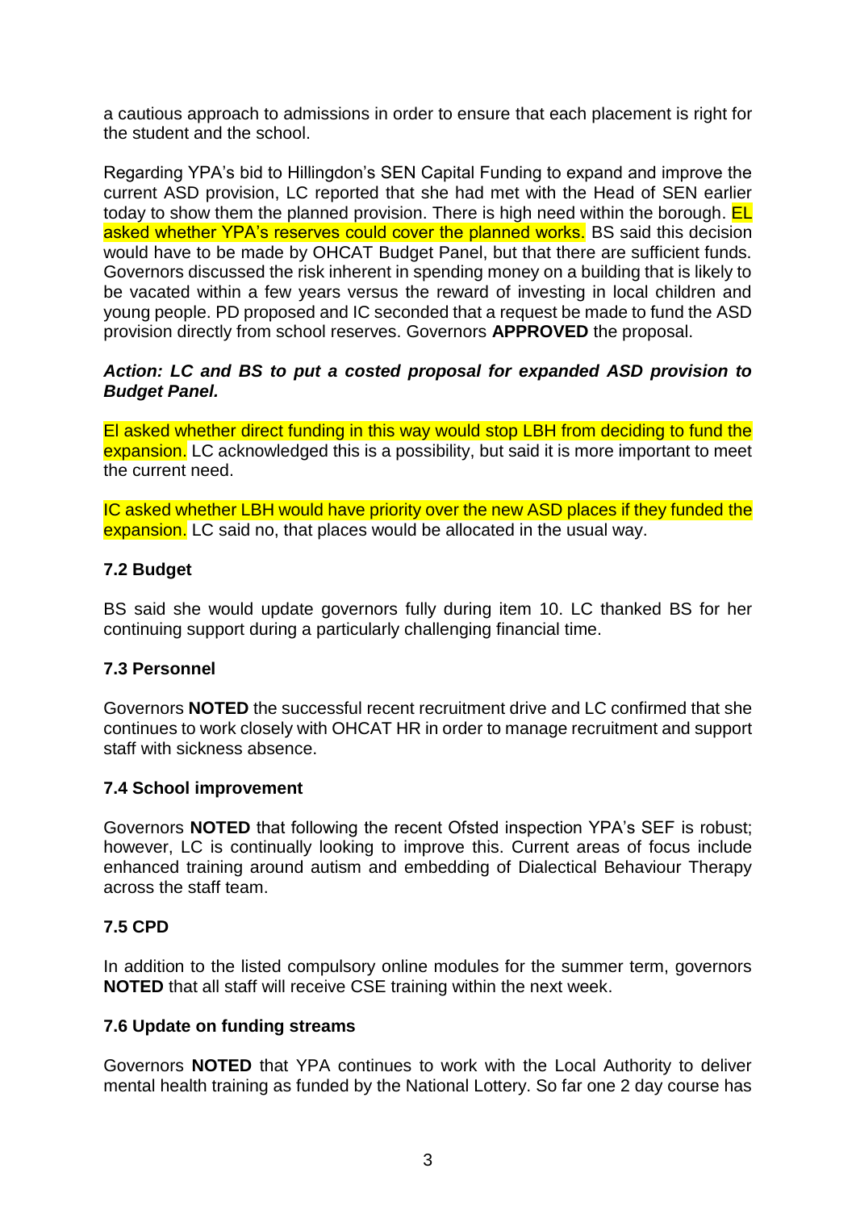a cautious approach to admissions in order to ensure that each placement is right for the student and the school.

Regarding YPA's bid to Hillingdon's SEN Capital Funding to expand and improve the current ASD provision, LC reported that she had met with the Head of SEN earlier today to show them the planned provision. There is high need within the borough. EL asked whether YPA's reserves could cover the planned works. BS said this decision would have to be made by OHCAT Budget Panel, but that there are sufficient funds. Governors discussed the risk inherent in spending money on a building that is likely to be vacated within a few years versus the reward of investing in local children and young people. PD proposed and IC seconded that a request be made to fund the ASD provision directly from school reserves. Governors **APPROVED** the proposal.

***Action: LC and BS to put a costed proposal for expanded ASD provision to Budget Panel.***

EI asked whether direct funding in this way would stop LBH from deciding to fund the expansion. LC acknowledged this is a possibility, but said it is more important to meet the current need.

IC asked whether LBH would have priority over the new ASD places if they funded the expansion. LC said no, that places would be allocated in the usual way.

### 7.2 Budget

BS said she would update governors fully during item 10. LC thanked BS for her continuing support during a particularly challenging financial time.

### 7.3 Personnel

Governors **NOTED** the successful recent recruitment drive and LC confirmed that she continues to work closely with OHCAT HR in order to manage recruitment and support staff with sickness absence.

### 7.4 School improvement

Governors **NOTED** that following the recent Ofsted inspection YPA's SEF is robust; however, LC is continually looking to improve this. Current areas of focus include enhanced training around autism and embedding of Dialectical Behaviour Therapy across the staff team.

### 7.5 CPD

In addition to the listed compulsory online modules for the summer term, governors **NOTED** that all staff will receive CSE training within the next week.

### 7.6 Update on funding streams

Governors **NOTED** that YPA continues to work with the Local Authority to deliver mental health training as funded by the National Lottery. So far one 2 day course has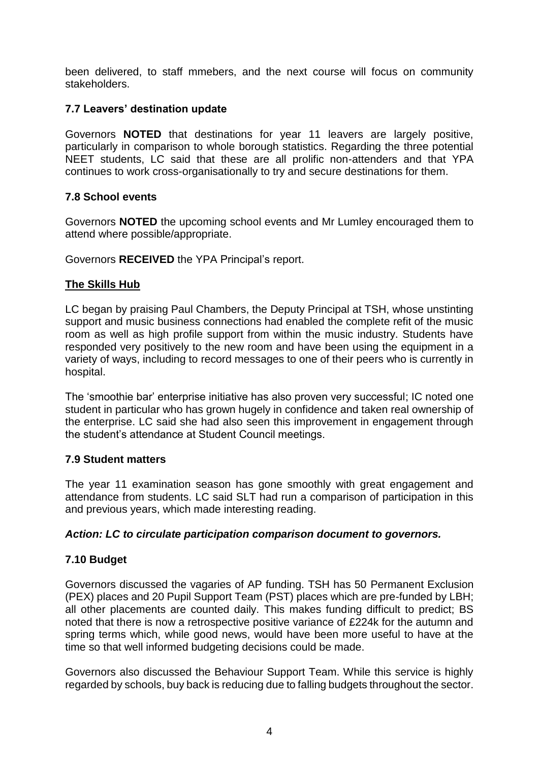been delivered, to staff mmebers, and the next course will focus on community stakeholders.

### 7.7 Leavers' destination update

Governors **NOTED** that destinations for year 11 leavers are largely positive, particularly in comparison to whole borough statistics. Regarding the three potential NEET students, LC said that these are all prolific non-attenders and that YPA continues to work cross-organisationally to try and secure destinations for them.

### 7.8 School events

Governors **NOTED** the upcoming school events and Mr Lumley encouraged them to attend where possible/appropriate.

Governors **RECEIVED** the YPA Principal's report.

## The Skills Hub

LC began by praising Paul Chambers, the Deputy Principal at TSH, whose unstinting support and music business connections had enabled the complete refit of the music room as well as high profile support from within the music industry. Students have responded very positively to the new room and have been using the equipment in a variety of ways, including to record messages to one of their peers who is currently in hospital.

The 'smoothie bar' enterprise initiative has also proven very successful; IC noted one student in particular who has grown hugely in confidence and taken real ownership of the enterprise. LC said she had also seen this improvement in engagement through the student's attendance at Student Council meetings.

### 7.9 Student matters

The year 11 examination season has gone smoothly with great engagement and attendance from students. LC said SLT had run a comparison of participation in this and previous years, which made interesting reading.

***Action: LC to circulate participation comparison document to governors.***

### 7.10 Budget

Governors discussed the vagaries of AP funding. TSH has 50 Permanent Exclusion (PEX) places and 20 Pupil Support Team (PST) places which are pre-funded by LBH; all other placements are counted daily. This makes funding difficult to predict; BS noted that there is now a retrospective positive variance of £224k for the autumn and spring terms which, while good news, would have been more useful to have at the time so that well informed budgeting decisions could be made.

Governors also discussed the Behaviour Support Team. While this service is highly regarded by schools, buy back is reducing due to falling budgets throughout the sector.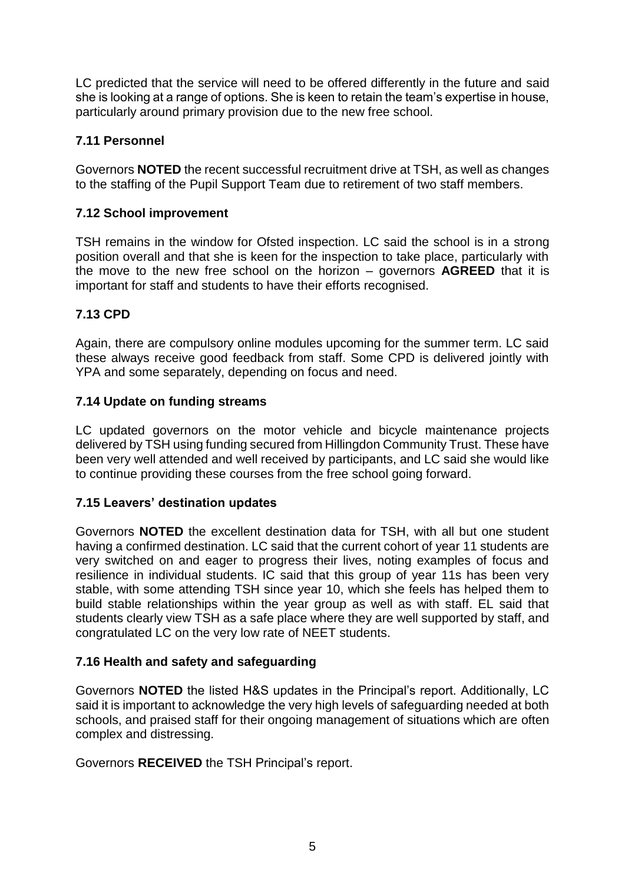LC predicted that the service will need to be offered differently in the future and said she is looking at a range of options. She is keen to retain the team's expertise in house, particularly around primary provision due to the new free school.

### 7.11 Personnel

Governors **NOTED** the recent successful recruitment drive at TSH, as well as changes to the staffing of the Pupil Support Team due to retirement of two staff members.

### 7.12 School improvement

TSH remains in the window for Ofsted inspection. LC said the school is in a strong position overall and that she is keen for the inspection to take place, particularly with the move to the new free school on the horizon – governors **AGREED** that it is important for staff and students to have their efforts recognised.

### 7.13 CPD

Again, there are compulsory online modules upcoming for the summer term. LC said these always receive good feedback from staff. Some CPD is delivered jointly with YPA and some separately, depending on focus and need.

### 7.14 Update on funding streams

LC updated governors on the motor vehicle and bicycle maintenance projects delivered by TSH using funding secured from Hillingdon Community Trust. These have been very well attended and well received by participants, and LC said she would like to continue providing these courses from the free school going forward.

### 7.15 Leavers' destination updates

Governors **NOTED** the excellent destination data for TSH, with all but one student having a confirmed destination. LC said that the current cohort of year 11 students are very switched on and eager to progress their lives, noting examples of focus and resilience in individual students. IC said that this group of year 11s has been very stable, with some attending TSH since year 10, which she feels has helped them to build stable relationships within the year group as well as with staff. EL said that students clearly view TSH as a safe place where they are well supported by staff, and congratulated LC on the very low rate of NEET students.

### 7.16 Health and safety and safeguarding

Governors **NOTED** the listed H&S updates in the Principal's report. Additionally, LC said it is important to acknowledge the very high levels of safeguarding needed at both schools, and praised staff for their ongoing management of situations which are often complex and distressing.

Governors **RECEIVED** the TSH Principal's report.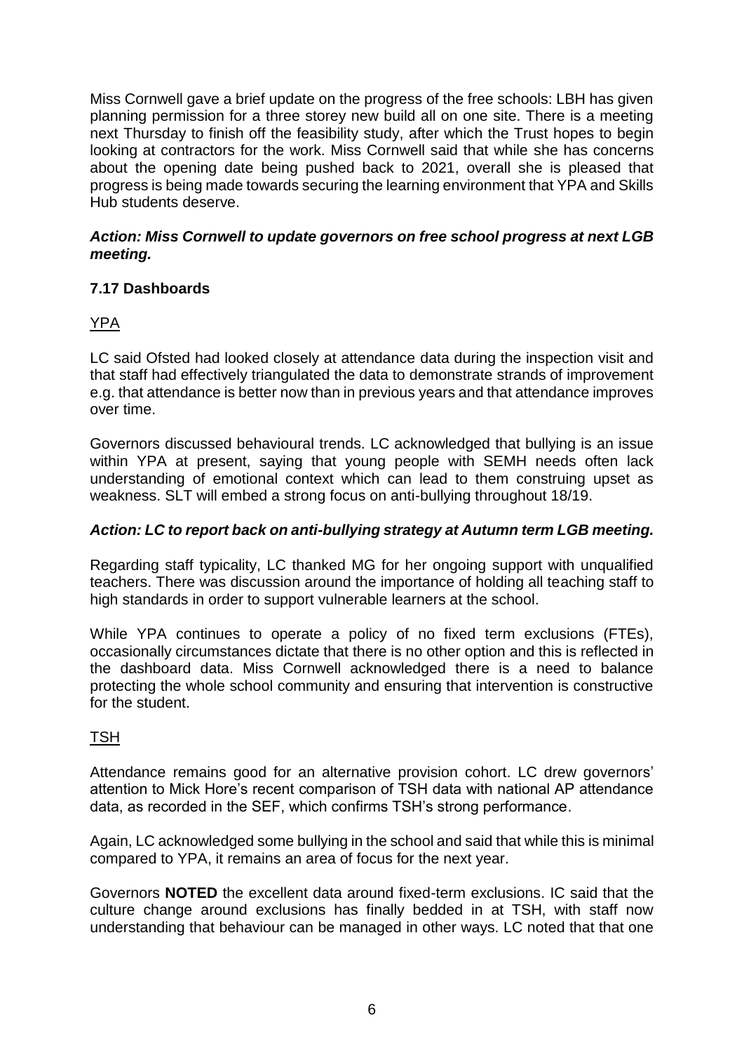Miss Cornwell gave a brief update on the progress of the free schools: LBH has given planning permission for a three storey new build all on one site. There is a meeting next Thursday to finish off the feasibility study, after which the Trust hopes to begin looking at contractors for the work. Miss Cornwell said that while she has concerns about the opening date being pushed back to 2021, overall she is pleased that progress is being made towards securing the learning environment that YPA and Skills Hub students deserve.

***Action: Miss Cornwell to update governors on free school progress at next LGB meeting.***

### 7.17 Dashboards

<u>YPA</u>

LC said Ofsted had looked closely at attendance data during the inspection visit and that staff had effectively triangulated the data to demonstrate strands of improvement e.g. that attendance is better now than in previous years and that attendance improves over time.

Governors discussed behavioural trends. LC acknowledged that bullying is an issue within YPA at present, saying that young people with SEMH needs often lack understanding of emotional context which can lead to them construing upset as weakness. SLT will embed a strong focus on anti-bullying throughout 18/19.

***Action: LC to report back on anti-bullying strategy at Autumn term LGB meeting.***

Regarding staff typicality, LC thanked MG for her ongoing support with unqualified teachers. There was discussion around the importance of holding all teaching staff to high standards in order to support vulnerable learners at the school.

While YPA continues to operate a policy of no fixed term exclusions (FTEs), occasionally circumstances dictate that there is no other option and this is reflected in the dashboard data. Miss Cornwell acknowledged there is a need to balance protecting the whole school community and ensuring that intervention is constructive for the student.

<u>TSH</u>

Attendance remains good for an alternative provision cohort. LC drew governors' attention to Mick Hore's recent comparison of TSH data with national AP attendance data, as recorded in the SEF, which confirms TSH's strong performance.

Again, LC acknowledged some bullying in the school and said that while this is minimal compared to YPA, it remains an area of focus for the next year.

Governors **NOTED** the excellent data around fixed-term exclusions. IC said that the culture change around exclusions has finally bedded in at TSH, with staff now understanding that behaviour can be managed in other ways. LC noted that that one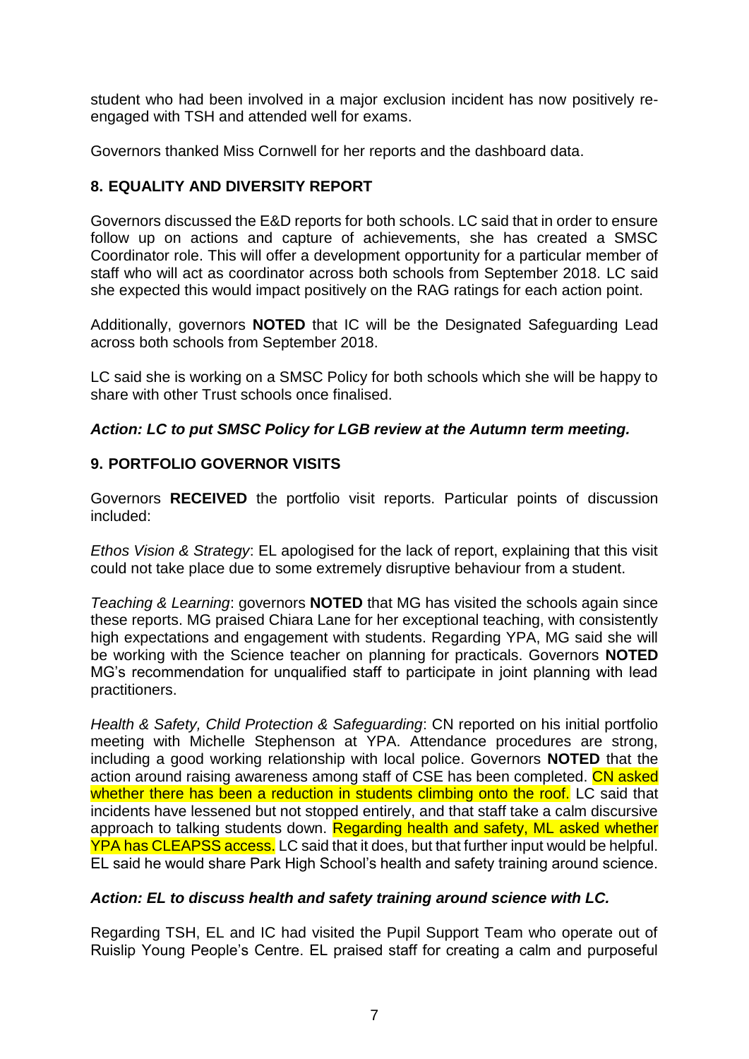student who had been involved in a major exclusion incident has now positively re-engaged with TSH and attended well for exams.

Governors thanked Miss Cornwell for her reports and the dashboard data.

## 8. EQUALITY AND DIVERSITY REPORT

Governors discussed the E&D reports for both schools. LC said that in order to ensure follow up on actions and capture of achievements, she has created a SMSC Coordinator role. This will offer a development opportunity for a particular member of staff who will act as coordinator across both schools from September 2018. LC said she expected this would impact positively on the RAG ratings for each action point.

Additionally, governors **NOTED** that IC will be the Designated Safeguarding Lead across both schools from September 2018.

LC said she is working on a SMSC Policy for both schools which she will be happy to share with other Trust schools once finalised.

***Action: LC to put SMSC Policy for LGB review at the Autumn term meeting.***

## 9. PORTFOLIO GOVERNOR VISITS

Governors **RECEIVED** the portfolio visit reports. Particular points of discussion included:

*Ethos Vision & Strategy*: EL apologised for the lack of report, explaining that this visit could not take place due to some extremely disruptive behaviour from a student.

*Teaching & Learning*: governors **NOTED** that MG has visited the schools again since these reports. MG praised Chiara Lane for her exceptional teaching, with consistently high expectations and engagement with students. Regarding YPA, MG said she will be working with the Science teacher on planning for practicals. Governors **NOTED** MG's recommendation for unqualified staff to participate in joint planning with lead practitioners.

*Health & Safety, Child Protection & Safeguarding*: CN reported on his initial portfolio meeting with Michelle Stephenson at YPA. Attendance procedures are strong, including a good working relationship with local police. Governors **NOTED** that the action around raising awareness among staff of CSE has been completed. CN asked whether there has been a reduction in students climbing onto the roof. LC said that incidents have lessened but not stopped entirely, and that staff take a calm discursive approach to talking students down. Regarding health and safety, ML asked whether YPA has CLEAPSS access. LC said that it does, but that further input would be helpful. EL said he would share Park High School's health and safety training around science.

***Action: EL to discuss health and safety training around science with LC.***

Regarding TSH, EL and IC had visited the Pupil Support Team who operate out of Ruislip Young People's Centre. EL praised staff for creating a calm and purposeful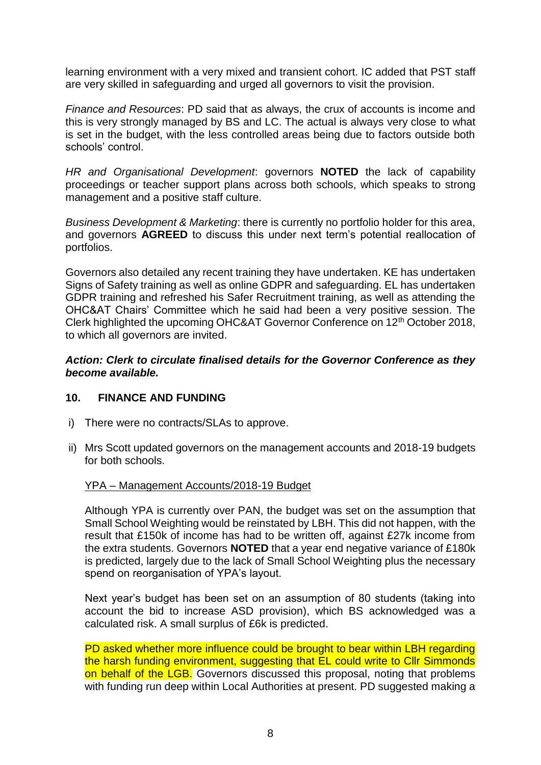learning environment with a very mixed and transient cohort. IC added that PST staff are very skilled in safeguarding and urged all governors to visit the provision.

*Finance and Resources*: PD said that as always, the crux of accounts is income and this is very strongly managed by BS and LC. The actual is always very close to what is set in the budget, with the less controlled areas being due to factors outside both schools' control.

*HR and Organisational Development*: governors **NOTED** the lack of capability proceedings or teacher support plans across both schools, which speaks to strong management and a positive staff culture.

*Business Development & Marketing*: there is currently no portfolio holder for this area, and governors **AGREED** to discuss this under next term's potential reallocation of portfolios.

Governors also detailed any recent training they have undertaken. KE has undertaken Signs of Safety training as well as online GDPR and safeguarding. EL has undertaken GDPR training and refreshed his Safer Recruitment training, as well as attending the OHC&AT Chairs' Committee which he said had been a very positive session. The Clerk highlighted the upcoming OHC&AT Governor Conference on 12th October 2018, to which all governors are invited.

***Action: Clerk to circulate finalised details for the Governor Conference as they become available.***

## 10. FINANCE AND FUNDING

i) There were no contracts/SLAs to approve.

ii) Mrs Scott updated governors on the management accounts and 2018-19 budgets for both schools.

YPA – Management Accounts/2018-19 Budget

Although YPA is currently over PAN, the budget was set on the assumption that Small School Weighting would be reinstated by LBH. This did not happen, with the result that £150k of income has had to be written off, against £27k income from the extra students. Governors **NOTED** that a year end negative variance of £180k is predicted, largely due to the lack of Small School Weighting plus the necessary spend on reorganisation of YPA's layout.

Next year's budget has been set on an assumption of 80 students (taking into account the bid to increase ASD provision), which BS acknowledged was a calculated risk. A small surplus of £6k is predicted.

PD asked whether more influence could be brought to bear within LBH regarding the harsh funding environment, suggesting that EL could write to Cllr Simmonds on behalf of the LGB. Governors discussed this proposal, noting that problems with funding run deep within Local Authorities at present. PD suggested making a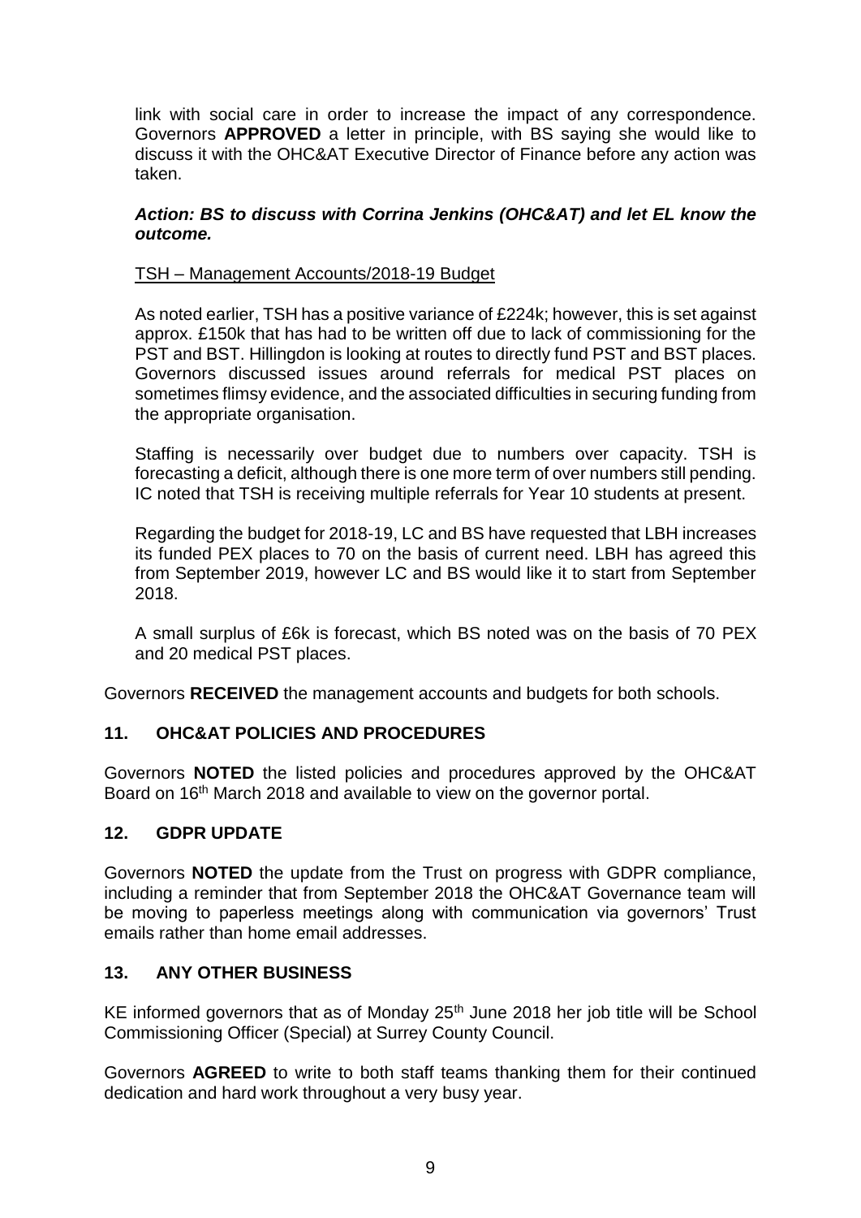link with social care in order to increase the impact of any correspondence. Governors **APPROVED** a letter in principle, with BS saying she would like to discuss it with the OHC&AT Executive Director of Finance before any action was taken.

***Action: BS to discuss with Corrina Jenkins (OHC&AT) and let EL know the outcome.***

TSH – Management Accounts/2018-19 Budget

As noted earlier, TSH has a positive variance of £224k; however, this is set against approx. £150k that has had to be written off due to lack of commissioning for the PST and BST. Hillingdon is looking at routes to directly fund PST and BST places. Governors discussed issues around referrals for medical PST places on sometimes flimsy evidence, and the associated difficulties in securing funding from the appropriate organisation.

Staffing is necessarily over budget due to numbers over capacity. TSH is forecasting a deficit, although there is one more term of over numbers still pending. IC noted that TSH is receiving multiple referrals for Year 10 students at present.

Regarding the budget for 2018-19, LC and BS have requested that LBH increases its funded PEX places to 70 on the basis of current need. LBH has agreed this from September 2019, however LC and BS would like it to start from September 2018.

A small surplus of £6k is forecast, which BS noted was on the basis of 70 PEX and 20 medical PST places.

Governors **RECEIVED** the management accounts and budgets for both schools.

## 11. OHC&AT POLICIES AND PROCEDURES

Governors **NOTED** the listed policies and procedures approved by the OHC&AT Board on 16th March 2018 and available to view on the governor portal.

## 12. GDPR UPDATE

Governors **NOTED** the update from the Trust on progress with GDPR compliance, including a reminder that from September 2018 the OHC&AT Governance team will be moving to paperless meetings along with communication via governors' Trust emails rather than home email addresses.

## 13. ANY OTHER BUSINESS

KE informed governors that as of Monday 25th June 2018 her job title will be School Commissioning Officer (Special) at Surrey County Council.

Governors **AGREED** to write to both staff teams thanking them for their continued dedication and hard work throughout a very busy year.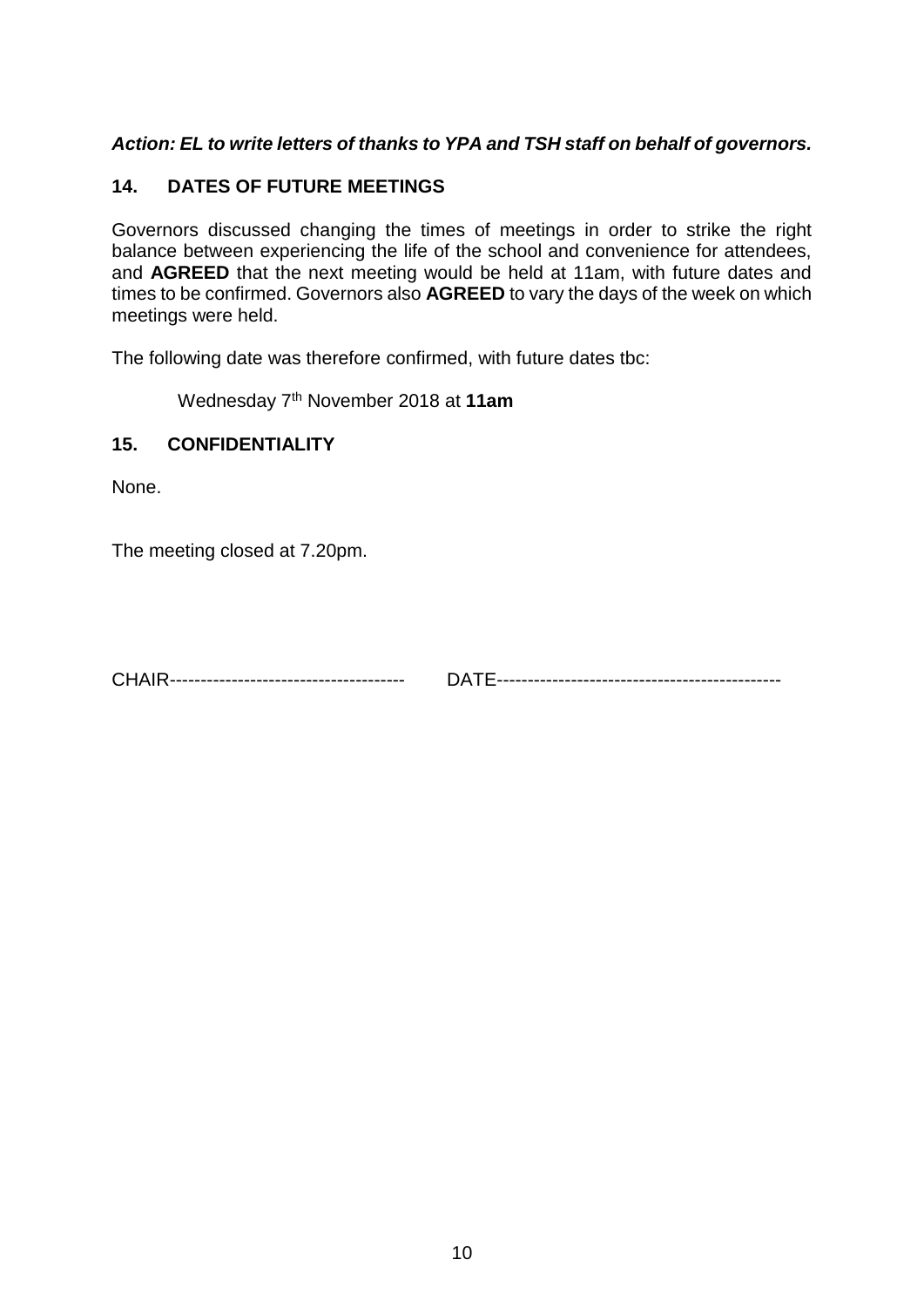***Action: EL to write letters of thanks to YPA and TSH staff on behalf of governors.***

## 14. DATES OF FUTURE MEETINGS

Governors discussed changing the times of meetings in order to strike the right balance between experiencing the life of the school and convenience for attendees, and **AGREED** that the next meeting would be held at 11am, with future dates and times to be confirmed. Governors also **AGREED** to vary the days of the week on which meetings were held.

The following date was therefore confirmed, with future dates tbc:

Wednesday 7th November 2018 at **11am**

## 15. CONFIDENTIALITY

None.

The meeting closed at 7.20pm.

CHAIR-------------------------------------- DATE---------------------------------------------